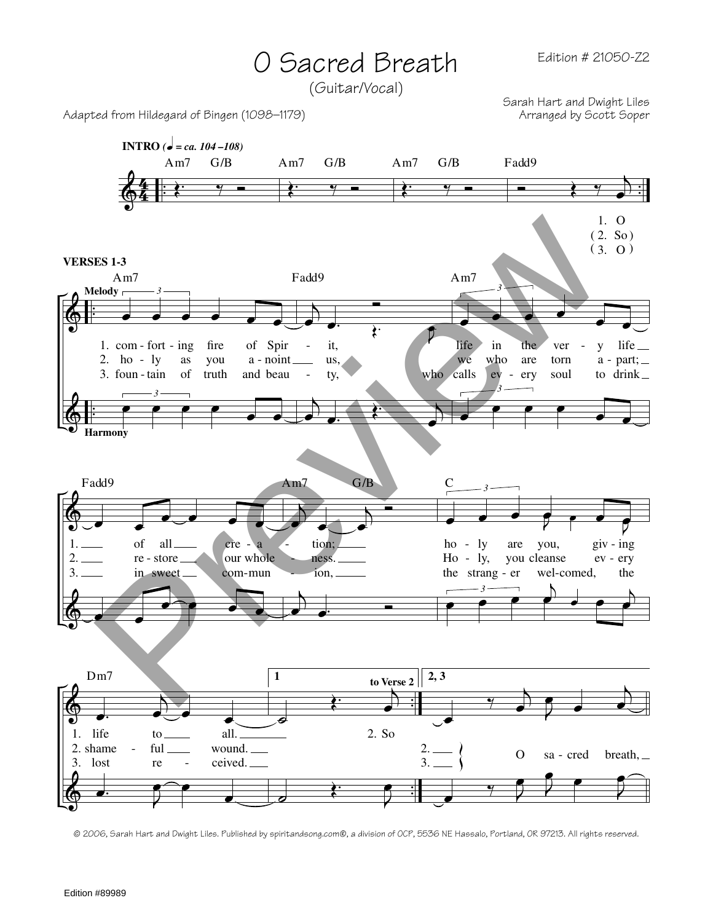# O Sacred Breath

(Guitar/Vocal)

Edition # 21050-Z2

Adapted from Hildegard of Bingen (1098–1179)

Sarah Hart and Dwight Liles
Arranged by Scott Soper

**INTRO** (♩ = ca. 104 –108)

Am7 G/B | Am7 G/B | Am7 G/B | Fadd9

1. O
(2. So)
(3. O)

**VERSES 1-3**

Am7 | Fadd9 | Am7

Melody

1. com - fort - ing fire of Spir - it, life in the ver - y life
2. ho - ly as you a - noint us, we who are torn a - part;
3. foun - tain of truth and beau - ty, who calls ev - ery soul to drink

Harmony

Fadd9 | Am7 G/B | C

1. of all cre - a - tion; ho - ly are you, giv - ing
2. re - store our whole - ness. Ho - ly, you cleanse ev - ery
3. in sweet com - mun - ion, the strang - er wel - comed, the

Dm7 | 1 | to Verse 2 | 2, 3

1. life to all. 2. So
2. shame - ful wound. 2.
3. lost re - ceived. 3.

O sa - cred breath,

© 2006, Sarah Hart and Dwight Liles. Published by spiritandsong.com®, a division of OCP, 5536 NE Hassalo, Portland, OR 97213. All rights reserved.

Edition #89989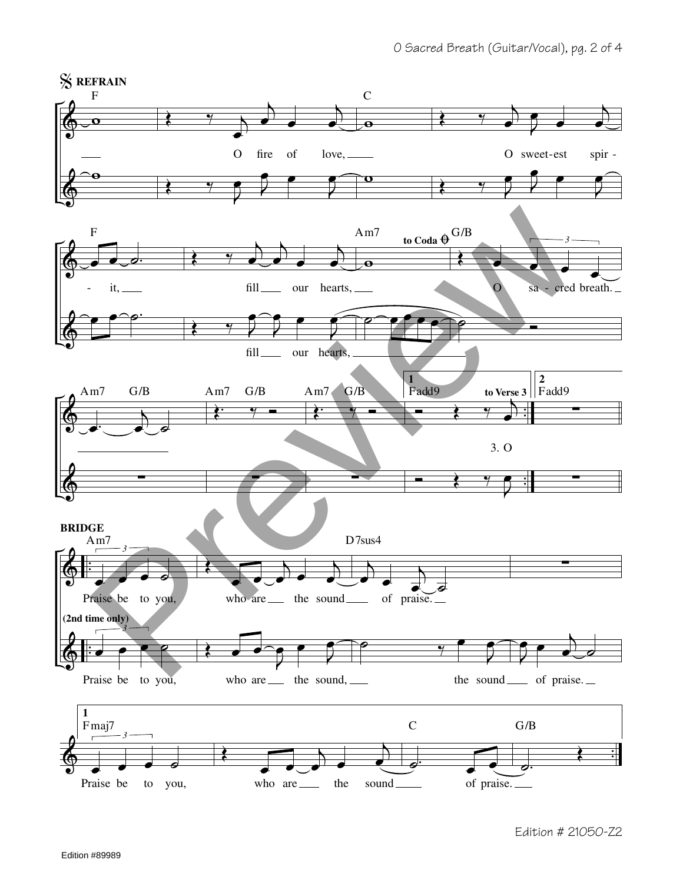**REFRAIN**

F — C — F — Am7 — *to Coda* — G/B

O fire of love, O sweetest spirit, fill our hearts, O sacred breath.

fill our hearts,

Am7 G/B — Am7 G/B — Am7 G/B — 1. Fadd9 *to Verse 3* — 2. Fadd9

3. O

**BRIDGE**

Am7 — D7sus4

Praise be to you, who are the sound of praise.

(2nd time only)

Praise be to you, who are the sound, the sound of praise.

1. Fmaj7 — C — G/B

Praise be to you, who are the sound of praise.

Edition # 21050-Z2

Edition #89989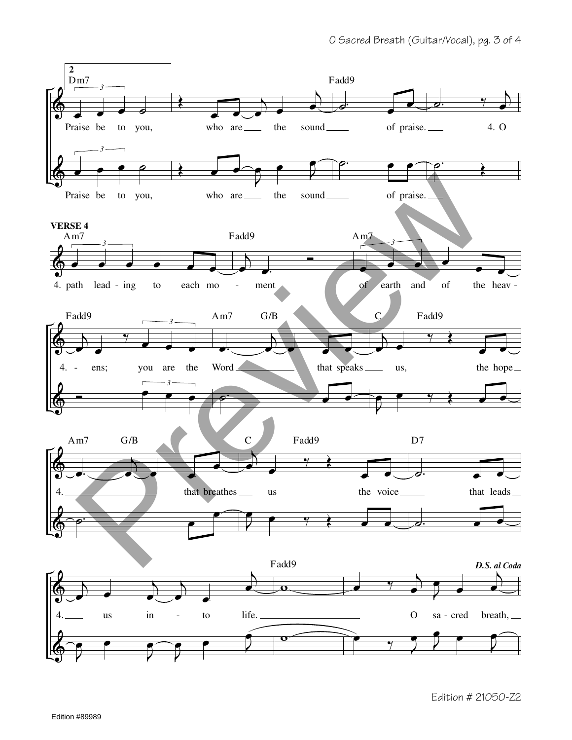**2**

Dm7 — Fadd9

Praise be to you, who are the sound of praise. 4. O

Praise be to you, who are the sound of praise.

**VERSE 4**

Am7 — Fadd9 — Am7

4. path lead - ing to each mo - ment of earth and of the heav -

Fadd9 — Am7 — G/B — C — Fadd9

4. - ens; you are the Word that speaks us, the hope

Am7 — G/B — C — Fadd9 — D7

4. that breathes us the voice that leads

Fadd9 — ***D.S. al Coda***

4. us in - to life. O sa - cred breath,

Edition # 21050-Z2

Edition #89989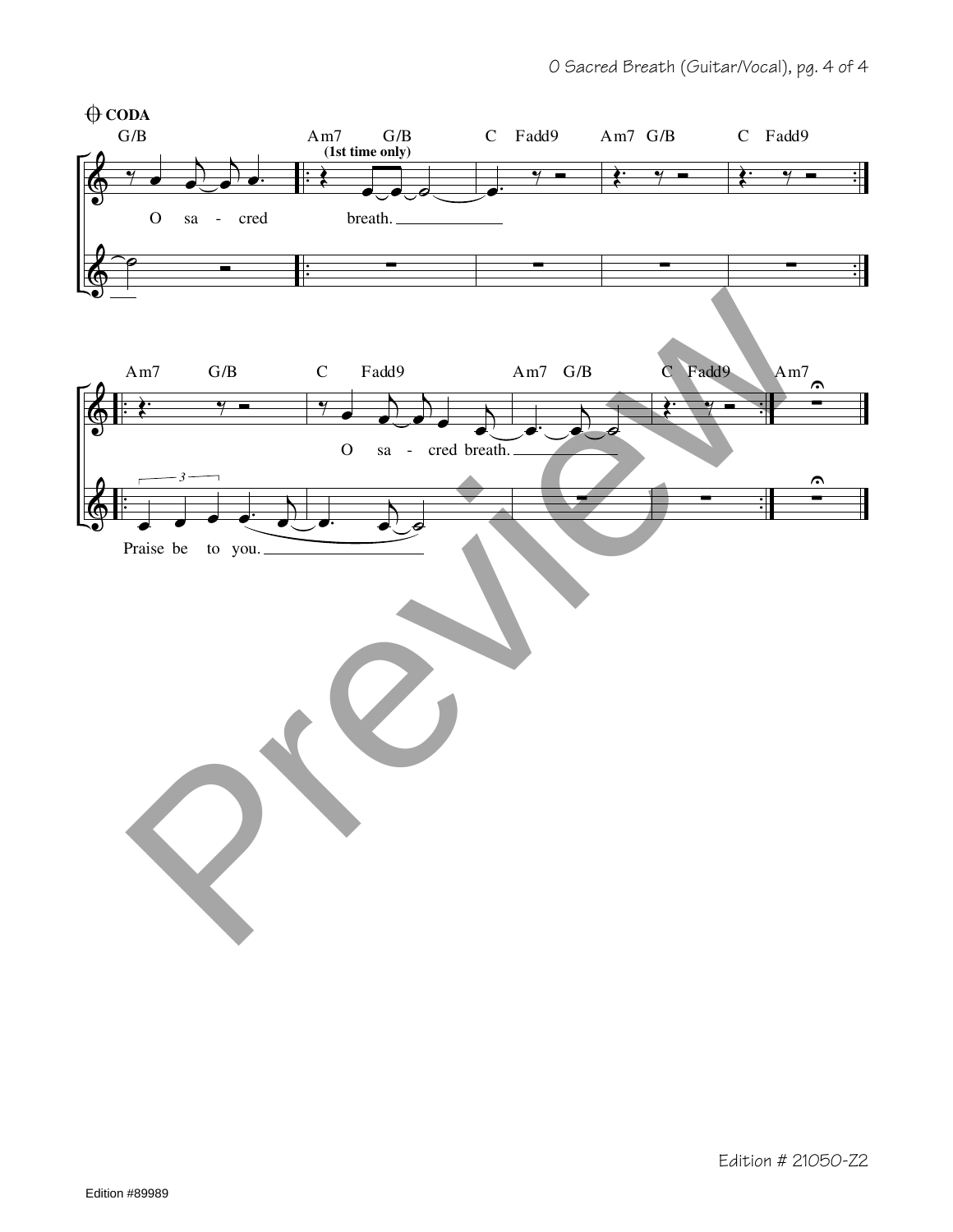CODA

G/B Am7 G/B C Fadd9 Am7 G/B C Fadd9

(1st time only)

O sa - cred breath.

Am7 G/B C Fadd9 Am7 G/B C Fadd9 Am7

O sa - cred breath.

Praise be to you.

Edition # 21050-Z2

Edition #89989